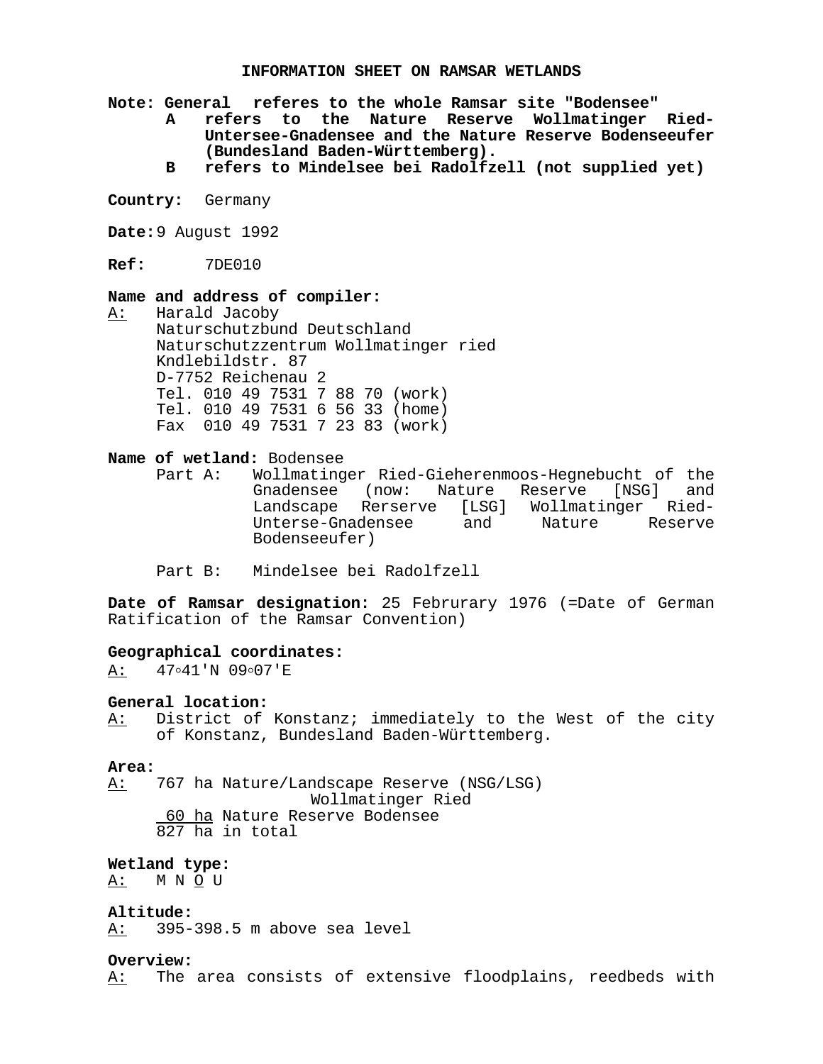# INFORMATION SHEET ON RAMSAR WETLANDS

**Note: General referes to the whole Ramsar site "Bodensee"**
**A refers to the Nature Reserve Wollmatinger Ried-Untersee-Gnadensee and the Nature Reserve Bodenseeufer (Bundesland Baden-Württemberg).**
**B refers to Mindelsee bei Radolfzell (not supplied yet)**

**Country:** Germany

**Date:** 9 August 1992

**Ref:** 7DE010

**Name and address of compiler:**
A: Harald Jacoby
Naturschutzbund Deutschland
Naturschutzzentrum Wollmatinger ried
Kndlebildstr. 87
D-7752 Reichenau 2
Tel. 010 49 7531 7 88 70 (work)
Tel. 010 49 7531 6 56 33 (home)
Fax 010 49 7531 7 23 83 (work)

**Name of wetland:** Bodensee
Part A: Wollmatinger Ried-Gieherenmoos-Hegnebucht of the Gnadensee (now: Nature Reserve [NSG] and Landscape Rerserve [LSG] Wollmatinger Ried-Unterse-Gnadensee and Nature Reserve Bodenseeufer)

Part B: Mindelsee bei Radolfzell

**Date of Ramsar designation:** 25 Februrary 1976 (=Date of German Ratification of the Ramsar Convention)

**Geographical coordinates:**
A: 47◦41'N 09◦07'E

**General location:**
A: District of Konstanz; immediately to the West of the city of Konstanz, Bundesland Baden-Württemberg.

**Area:**
A: 767 ha Nature/Landscape Reserve (NSG/LSG) Wollmatinger Ried
60 ha Nature Reserve Bodensee
827 ha in total

**Wetland type:**
A: M N O U

**Altitude:**
A: 395-398.5 m above sea level

**Overview:**
A: The area consists of extensive floodplains, reedbeds with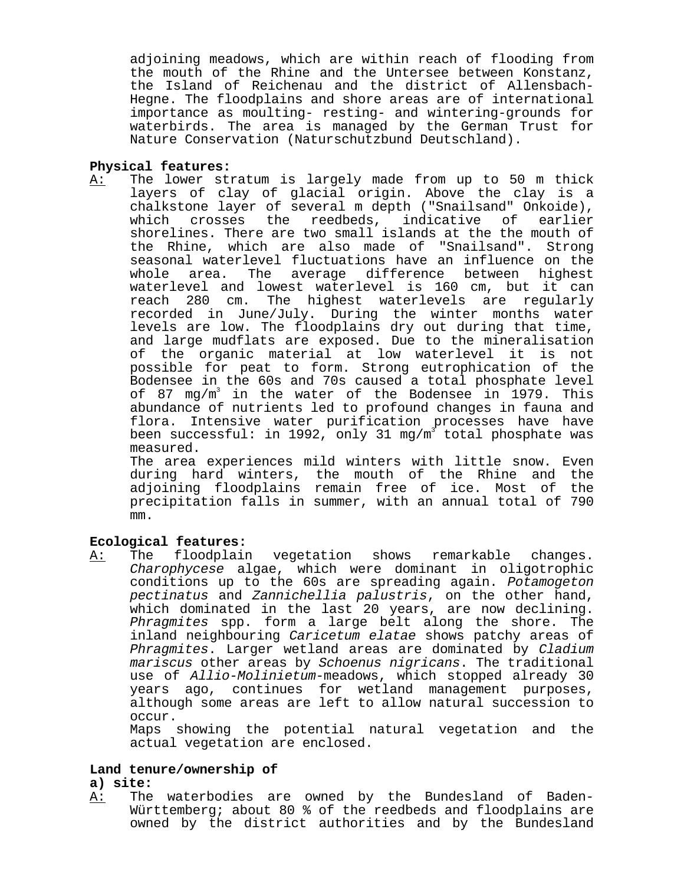adjoining meadows, which are within reach of flooding from the mouth of the Rhine and the Untersee between Konstanz, the Island of Reichenau and the district of Allensbach-Hegne. The floodplains and shore areas are of international importance as moulting- resting- and wintering-grounds for waterbirds. The area is managed by the German Trust for Nature Conservation (Naturschutzbund Deutschland).

**Physical features:**

A: The lower stratum is largely made from up to 50 m thick layers of clay of glacial origin. Above the clay is a chalkstone layer of several m depth ("Snailsand" Onkoide), which crosses the reedbeds, indicative of earlier shorelines. There are two small islands at the the mouth of the Rhine, which are also made of "Snailsand". Strong seasonal waterlevel fluctuations have an influence on the whole area. The average difference between highest waterlevel and lowest waterlevel is 160 cm, but it can reach 280 cm. The highest waterlevels are regularly recorded in June/July. During the winter months water levels are low. The floodplains dry out during that time, and large mudflats are exposed. Due to the mineralisation of the organic material at low waterlevel it is not possible for peat to form. Strong eutrophication of the Bodensee in the 60s and 70s caused a total phosphate level of 87 mg/m$^3$ in the water of the Bodensee in 1979. This abundance of nutrients led to profound changes in fauna and flora. Intensive water purification processes have have been successful: in 1992, only 31 mg/m$^3$ total phosphate was measured.
The area experiences mild winters with little snow. Even during hard winters, the mouth of the Rhine and the adjoining floodplains remain free of ice. Most of the precipitation falls in summer, with an annual total of 790 mm.

**Ecological features:**

A: The floodplain vegetation shows remarkable changes. *Charophycese* algae, which were dominant in oligotrophic conditions up to the 60s are spreading again. *Potamogeton pectinatus* and *Zannichellia palustris*, on the other hand, which dominated in the last 20 years, are now declining. *Phragmites* spp. form a large belt along the shore. The inland neighbouring *Caricetum elatae* shows patchy areas of *Phragmites*. Larger wetland areas are dominated by *Cladium mariscus* other areas by *Schoenus nigricans*. The traditional use of *Allio-Molinietum*-meadows, which stopped already 30 years ago, continues for wetland management purposes, although some areas are left to allow natural succession to occur.
Maps showing the potential natural vegetation and the actual vegetation are enclosed.

**Land tenure/ownership of**
**a) site:**

A: The waterbodies are owned by the Bundesland of Baden-Württemberg; about 80 % of the reedbeds and floodplains are owned by the district authorities and by the Bundesland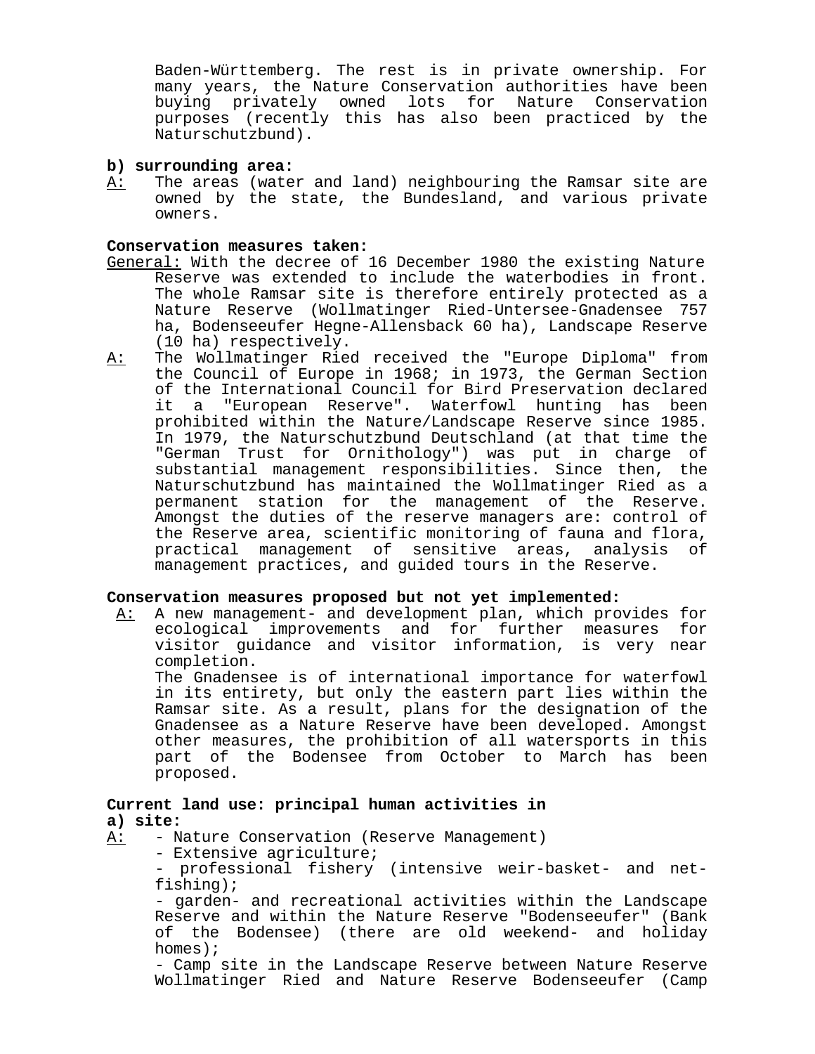Baden-Württemberg. The rest is in private ownership. For many years, the Nature Conservation authorities have been buying privately owned lots for Nature Conservation purposes (recently this has also been practiced by the Naturschutzbund).

**b) surrounding area:**

A: The areas (water and land) neighbouring the Ramsar site are owned by the state, the Bundesland, and various private owners.

**Conservation measures taken:**

General: With the decree of 16 December 1980 the existing Nature Reserve was extended to include the waterbodies in front. The whole Ramsar site is therefore entirely protected as a Nature Reserve (Wollmatinger Ried-Untersee-Gnadensee 757 ha, Bodenseeufer Hegne-Allensback 60 ha), Landscape Reserve (10 ha) respectively.

A: The Wollmatinger Ried received the "Europe Diploma" from the Council of Europe in 1968; in 1973, the German Section of the International Council for Bird Preservation declared it a "European Reserve". Waterfowl hunting has been prohibited within the Nature/Landscape Reserve since 1985. In 1979, the Naturschutzbund Deutschland (at that time the "German Trust for Ornithology") was put in charge of substantial management responsibilities. Since then, the Naturschutzbund has maintained the Wollmatinger Ried as a permanent station for the management of the Reserve. Amongst the duties of the reserve managers are: control of the Reserve area, scientific monitoring of fauna and flora, practical management of sensitive areas, analysis of management practices, and guided tours in the Reserve.

**Conservation measures proposed but not yet implemented:**

A: A new management- and development plan, which provides for ecological improvements and for further measures for visitor guidance and visitor information, is very near completion.

The Gnadensee is of international importance for waterfowl in its entirety, but only the eastern part lies within the Ramsar site. As a result, plans for the designation of the Gnadensee as a Nature Reserve have been developed. Amongst other measures, the prohibition of all watersports in this part of the Bodensee from October to March has been proposed.

**Current land use: principal human activities in**

**a) site:**

A:
- Nature Conservation (Reserve Management)
- Extensive agriculture;
- professional fishery (intensive weir-basket- and net-fishing);
- garden- and recreational activities within the Landscape Reserve and within the Nature Reserve "Bodenseeufer" (Bank of the Bodensee) (there are old weekend- and holiday homes);
- Camp site in the Landscape Reserve between Nature Reserve Wollmatinger Ried and Nature Reserve Bodenseeufer (Camp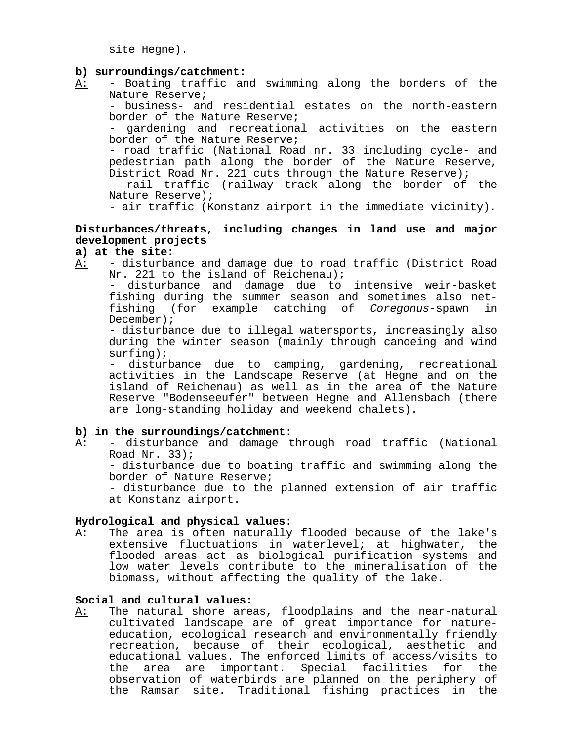site Hegne).

**b) surroundings/catchment:**

A: - Boating traffic and swimming along the borders of the Nature Reserve;
- business- and residential estates on the north-eastern border of the Nature Reserve;
- gardening and recreational activities on the eastern border of the Nature Reserve;
- road traffic (National Road nr. 33 including cycle- and pedestrian path along the border of the Nature Reserve, District Road Nr. 221 cuts through the Nature Reserve);
- rail traffic (railway track along the border of the Nature Reserve);
- air traffic (Konstanz airport in the immediate vicinity).

**Disturbances/threats, including changes in land use and major development projects**

**a) at the site:**

A: - disturbance and damage due to road traffic (District Road Nr. 221 to the island of Reichenau);
- disturbance and damage due to intensive weir-basket fishing during the summer season and sometimes also net-fishing (for example catching of *Coregonus*-spawn in December);
- disturbance due to illegal watersports, increasingly also during the winter season (mainly through canoeing and wind surfing);
- disturbance due to camping, gardening, recreational activities in the Landscape Reserve (at Hegne and on the island of Reichenau) as well as in the area of the Nature Reserve "Bodenseeufer" between Hegne and Allensbach (there are long-standing holiday and weekend chalets).

**b) in the surroundings/catchment:**

A: - disturbance and damage through road traffic (National Road Nr. 33);
- disturbance due to boating traffic and swimming along the border of Nature Reserve;
- disturbance due to the planned extension of air traffic at Konstanz airport.

**Hydrological and physical values:**

A: The area is often naturally flooded because of the lake's extensive fluctuations in waterlevel; at highwater, the flooded areas act as biological purification systems and low water levels contribute to the mineralisation of the biomass, without affecting the quality of the lake.

**Social and cultural values:**

A: The natural shore areas, floodplains and the near-natural cultivated landscape are of great importance for nature-education, ecological research and environmentally friendly recreation, because of their ecological, aesthetic and educational values. The enforced limits of access/visits to the area are important. Special facilities for the observation of waterbirds are planned on the periphery of the Ramsar site. Traditional fishing practices in the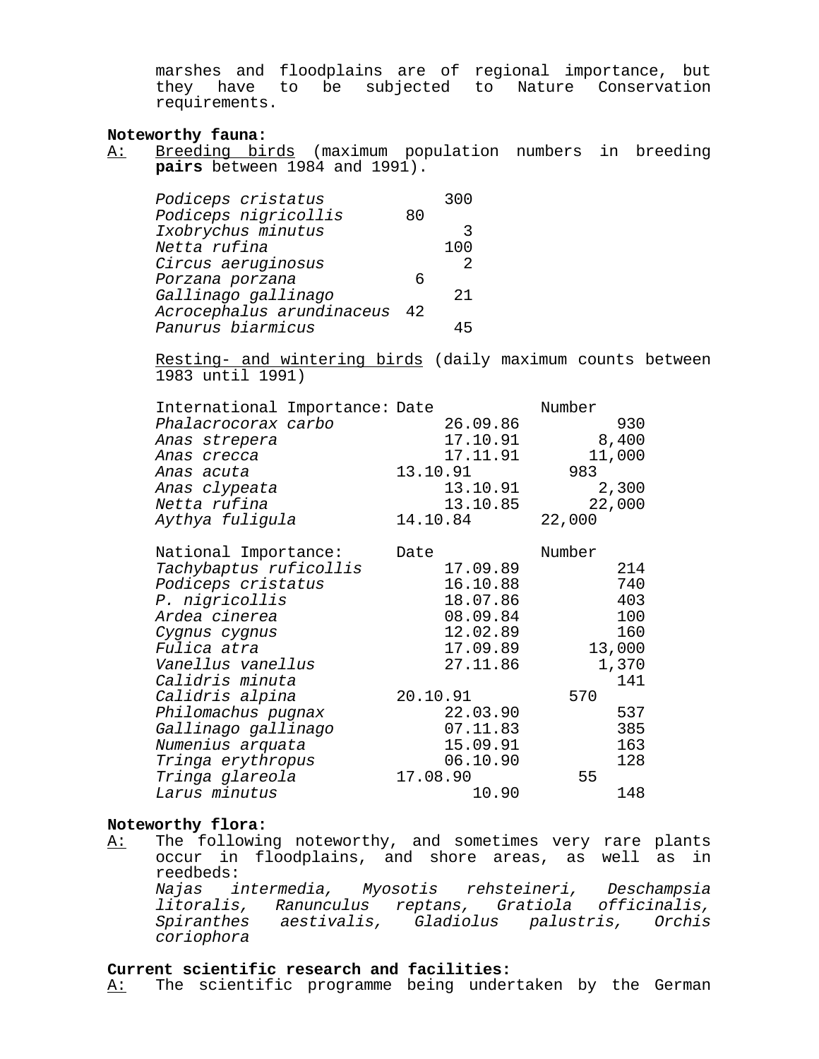marshes and floodplains are of regional importance, but they have to be subjected to Nature Conservation requirements.

**Noteworthy fauna:**

A: Breeding birds (maximum population numbers in breeding **pairs** between 1984 and 1991).

| Species | Pairs |
|---|---|
| *Podiceps cristatus* | 300 |
| *Podiceps nigricollis* | 80 |
| *Ixobrychus minutus* | 3 |
| *Netta rufina* | 100 |
| *Circus aeruginosus* | 2 |
| *Porzana porzana* | 6 |
| *Gallinago gallinago* | 21 |
| *Acrocephalus arundinaceus* | 42 |
| *Panurus biarmicus* | 45 |

Resting- and wintering birds (daily maximum counts between 1983 until 1991)

| International Importance: | Date | Number |
|---|---|---|
| *Phalacrocorax carbo* | 26.09.86 | 930 |
| *Anas strepera* | 17.10.91 | 8,400 |
| *Anas crecca* | 17.11.91 | 11,000 |
| *Anas acuta* | 13.10.91 | 983 |
| *Anas clypeata* | 13.10.91 | 2,300 |
| *Netta rufina* | 13.10.85 | 22,000 |
| *Aythya fuligula* | 14.10.84 | 22,000 |

| National Importance: | Date | Number |
|---|---|---|
| *Tachybaptus ruficollis* | 17.09.89 | 214 |
| *Podiceps cristatus* | 16.10.88 | 740 |
| *P. nigricollis* | 18.07.86 | 403 |
| *Ardea cinerea* | 08.09.84 | 100 |
| *Cygnus cygnus* | 12.02.89 | 160 |
| *Fulica atra* | 17.09.89 | 13,000 |
| *Vanellus vanellus* | 27.11.86 | 1,370 |
| *Calidris minuta* | | 141 |
| *Calidris alpina* | 20.10.91 | 570 |
| *Philomachus pugnax* | 22.03.90 | 537 |
| *Gallinago gallinago* | 07.11.83 | 385 |
| *Numenius arquata* | 15.09.91 | 163 |
| *Tringa erythropus* | 06.10.90 | 128 |
| *Tringa glareola* | 17.08.90 | 55 |
| *Larus minutus* | 10.90 | 148 |

**Noteworthy flora:**

A: The following noteworthy, and sometimes very rare plants occur in floodplains, and shore areas, as well as in reedbeds:
*Najas intermedia, Myosotis rehsteineri, Deschampsia litoralis, Ranunculus reptans, Gratiola officinalis, Spiranthes aestivalis, Gladiolus palustris, Orchis coriophora*

**Current scientific research and facilities:**

A: The scientific programme being undertaken by the German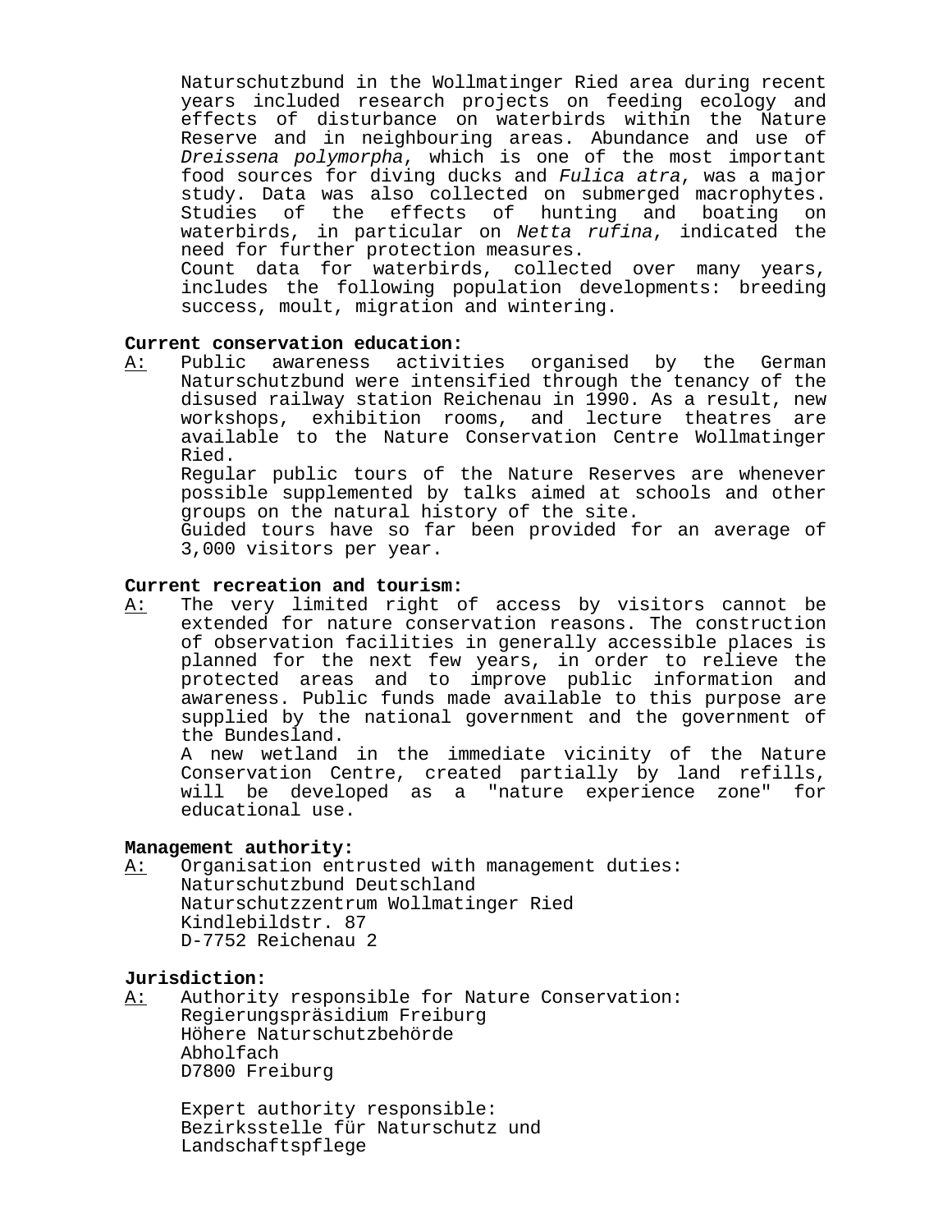Naturschutzbund in the Wollmatinger Ried area during recent years included research projects on feeding ecology and effects of disturbance on waterbirds within the Nature Reserve and in neighbouring areas. Abundance and use of *Dreissena polymorpha*, which is one of the most important food sources for diving ducks and *Fulica atra*, was a major study. Data was also collected on submerged macrophytes. Studies of the effects of hunting and boating on waterbirds, in particular on *Netta rufina*, indicated the need for further protection measures.
Count data for waterbirds, collected over many years, includes the following population developments: breeding success, moult, migration and wintering.

**Current conservation education:**

A: Public awareness activities organised by the German Naturschutzbund were intensified through the tenancy of the disused railway station Reichenau in 1990. As a result, new workshops, exhibition rooms, and lecture theatres are available to the Nature Conservation Centre Wollmatinger Ried.
Regular public tours of the Nature Reserves are whenever possible supplemented by talks aimed at schools and other groups on the natural history of the site.
Guided tours have so far been provided for an average of 3,000 visitors per year.

**Current recreation and tourism:**

A: The very limited right of access by visitors cannot be extended for nature conservation reasons. The construction of observation facilities in generally accessible places is planned for the next few years, in order to relieve the protected areas and to improve public information and awareness. Public funds made available to this purpose are supplied by the national government and the government of the Bundesland.
A new wetland in the immediate vicinity of the Nature Conservation Centre, created partially by land refills, will be developed as a "nature experience zone" for educational use.

**Management authority:**

A: Organisation entrusted with management duties:
Naturschutzbund Deutschland
Naturschutzzentrum Wollmatinger Ried
Kindlebildstr. 87
D-7752 Reichenau 2

**Jurisdiction:**

A: Authority responsible for Nature Conservation:
Regierungspräsidium Freiburg
Höhere Naturschutzbehörde
Abholfach
D7800 Freiburg

Expert authority responsible:
Bezirksstelle für Naturschutz und
Landschaftspflege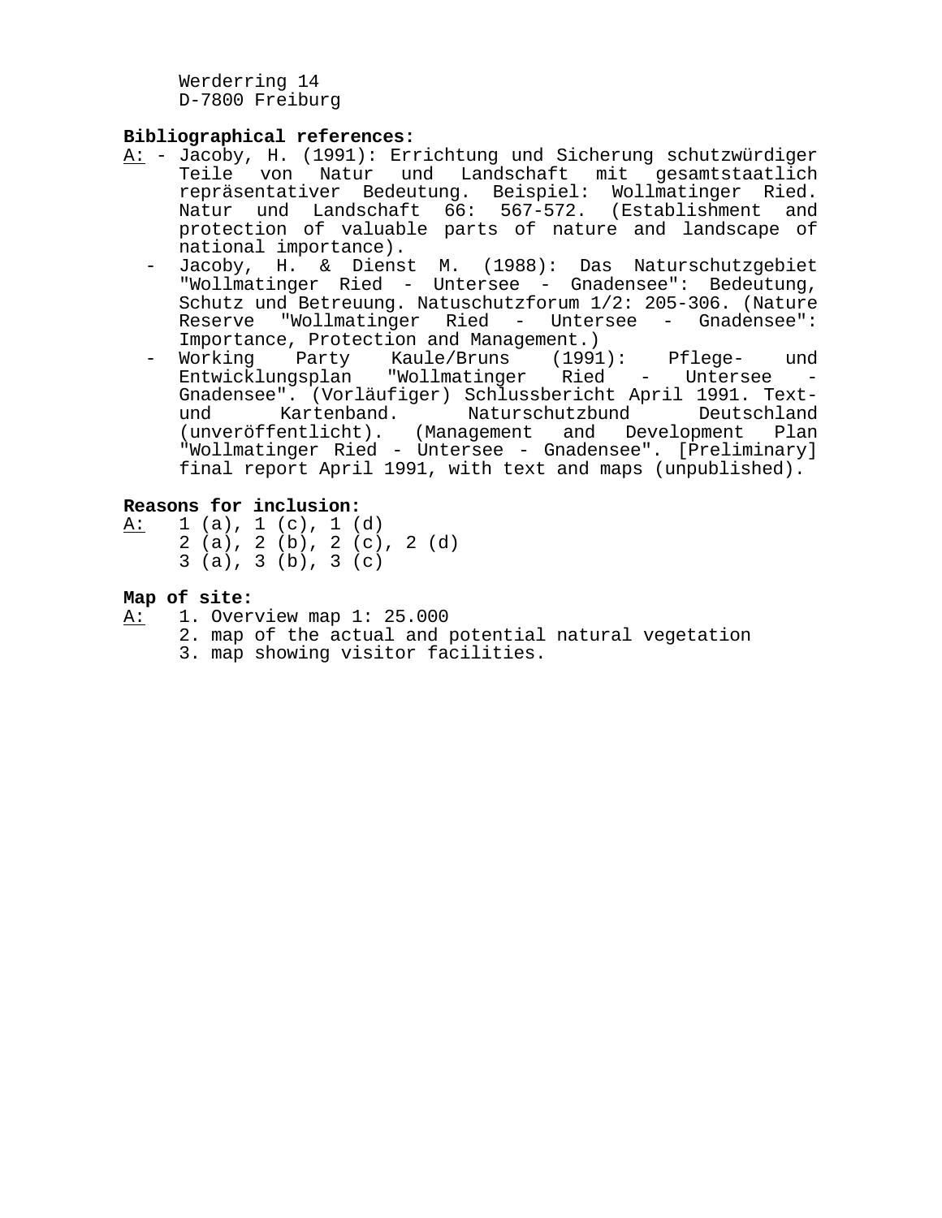Werderring 14
D-7800 Freiburg

**Bibliographical references:**

A: - Jacoby, H. (1991): Errichtung und Sicherung schutzwürdiger Teile von Natur und Landschaft mit gesamtstaatlich repräsentativer Bedeutung. Beispiel: Wollmatinger Ried. Natur und Landschaft 66: 567-572. (Establishment and protection of valuable parts of nature and landscape of national importance).

- Jacoby, H. & Dienst M. (1988): Das Naturschutzgebiet "Wollmatinger Ried - Untersee - Gnadensee": Bedeutung, Schutz und Betreuung. Natuschutzforum 1/2: 205-306. (Nature Reserve "Wollmatinger Ried - Untersee - Gnadensee": Importance, Protection and Management.)
- Working Party Kaule/Bruns (1991): Pflege- und Entwicklungsplan "Wollmatinger Ried - Untersee - Gnadensee". (Vorläufiger) Schlussbericht April 1991. Text- und Kartenband. Naturschutzbund Deutschland (unveröffentlicht). (Management and Development Plan "Wollmatinger Ried - Untersee - Gnadensee". [Preliminary] final report April 1991, with text and maps (unpublished).

**Reasons for inclusion:**

A: 1 (a), 1 (c), 1 (d)
2 (a), 2 (b), 2 (c), 2 (d)
3 (a), 3 (b), 3 (c)

**Map of site:**

A: 1. Overview map 1: 25.000
2. map of the actual and potential natural vegetation
3. map showing visitor facilities.